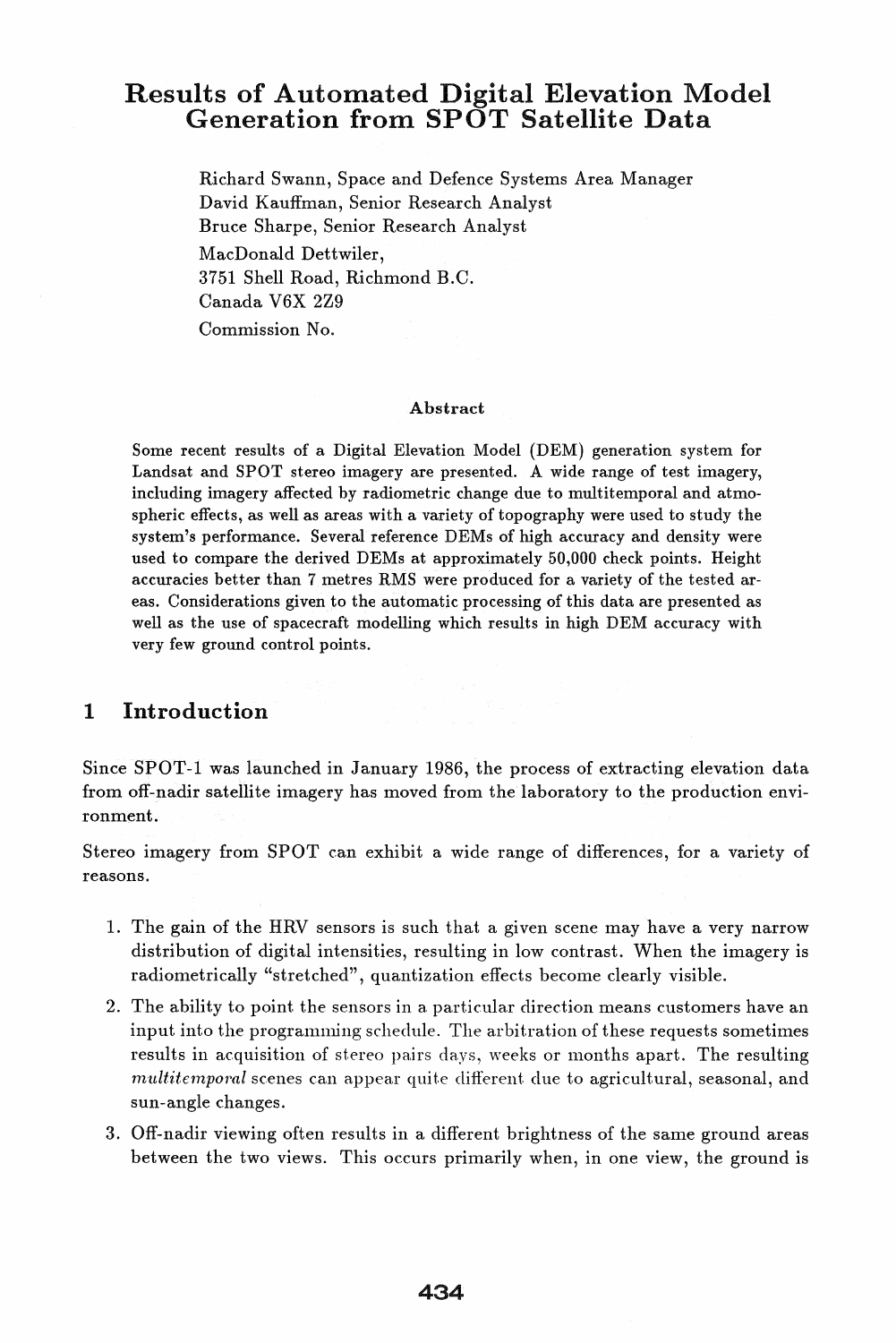# Results of Automated Digital Elevation Model Generation from SPOT Satellite Data

Richard Swann, Space and Defence Systems Area Manager
David Kauffman, Senior Research Analyst
Bruce Sharpe, Senior Research Analyst
MacDonald Dettwiler,
3751 Shell Road, Richmond B.C.
Canada V6X 2Z9
Commission No.

### Abstract

Some recent results of a Digital Elevation Model (DEM) generation system for Landsat and SPOT stereo imagery are presented. A wide range of test imagery, including imagery affected by radiometric change due to multitemporal and atmospheric effects, as well as areas with a variety of topography were used to study the system's performance. Several reference DEMs of high accuracy and density were used to compare the derived DEMs at approximately 50,000 check points. Height accuracies better than 7 metres RMS were produced for a variety of the tested areas. Considerations given to the automatic processing of this data are presented as well as the use of spacecraft modelling which results in high DEM accuracy with very few ground control points.

## 1 Introduction

Since SPOT-1 was launched in January 1986, the process of extracting elevation data from off-nadir satellite imagery has moved from the laboratory to the production environment.

Stereo imagery from SPOT can exhibit a wide range of differences, for a variety of reasons.

1. The gain of the HRV sensors is such that a given scene may have a very narrow distribution of digital intensities, resulting in low contrast. When the imagery is radiometrically "stretched", quantization effects become clearly visible.
2. The ability to point the sensors in a particular direction means customers have an input into the programming schedule. The arbitration of these requests sometimes results in acquisition of stereo pairs days, weeks or months apart. The resulting *multitemporal* scenes can appear quite different due to agricultural, seasonal, and sun-angle changes.
3. Off-nadir viewing often results in a different brightness of the same ground areas between the two views. This occurs primarily when, in one view, the ground is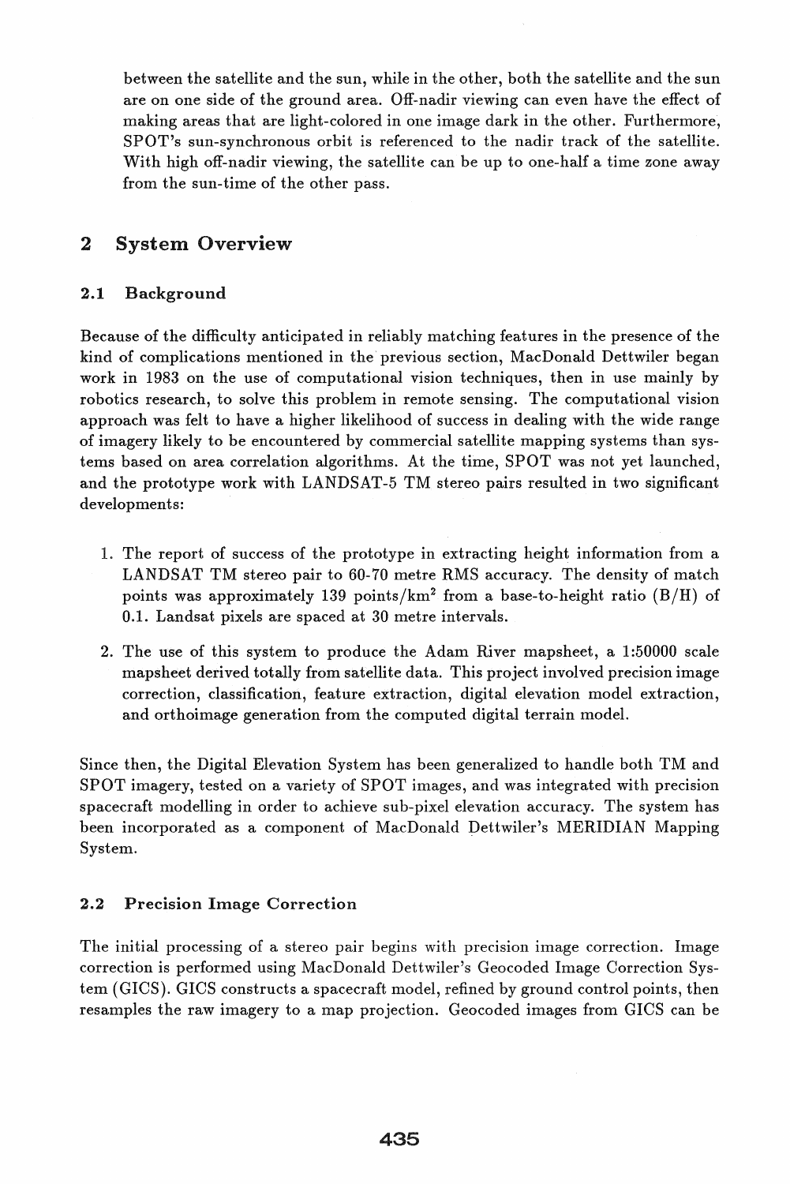between the satellite and the sun, while in the other, both the satellite and the sun are on one side of the ground area. Off-nadir viewing can even have the effect of making areas that are light-colored in one image dark in the other. Furthermore, SPOT's sun-synchronous orbit is referenced to the nadir track of the satellite. With high off-nadir viewing, the satellite can be up to one-half a time zone away from the sun-time of the other pass.

## 2 System Overview

### 2.1 Background

Because of the difficulty anticipated in reliably matching features in the presence of the kind of complications mentioned in the previous section, MacDonald Dettwiler began work in 1983 on the use of computational vision techniques, then in use mainly by robotics research, to solve this problem in remote sensing. The computational vision approach was felt to have a higher likelihood of success in dealing with the wide range of imagery likely to be encountered by commercial satellite mapping systems than systems based on area correlation algorithms. At the time, SPOT was not yet launched, and the prototype work with LANDSAT-5 TM stereo pairs resulted in two significant developments:

1. The report of success of the prototype in extracting height information from a LANDSAT TM stereo pair to 60-70 metre RMS accuracy. The density of match points was approximately 139 points/km$^2$ from a base-to-height ratio (B/H) of 0.1. Landsat pixels are spaced at 30 metre intervals.
2. The use of this system to produce the Adam River mapsheet, a 1:50000 scale mapsheet derived totally from satellite data. This project involved precision image correction, classification, feature extraction, digital elevation model extraction, and orthoimage generation from the computed digital terrain model.

Since then, the Digital Elevation System has been generalized to handle both TM and SPOT imagery, tested on a variety of SPOT images, and was integrated with precision spacecraft modelling in order to achieve sub-pixel elevation accuracy. The system has been incorporated as a component of MacDonald Dettwiler's MERIDIAN Mapping System.

### 2.2 Precision Image Correction

The initial processing of a stereo pair begins with precision image correction. Image correction is performed using MacDonald Dettwiler's Geocoded Image Correction System (GICS). GICS constructs a spacecraft model, refined by ground control points, then resamples the raw imagery to a map projection. Geocoded images from GICS can be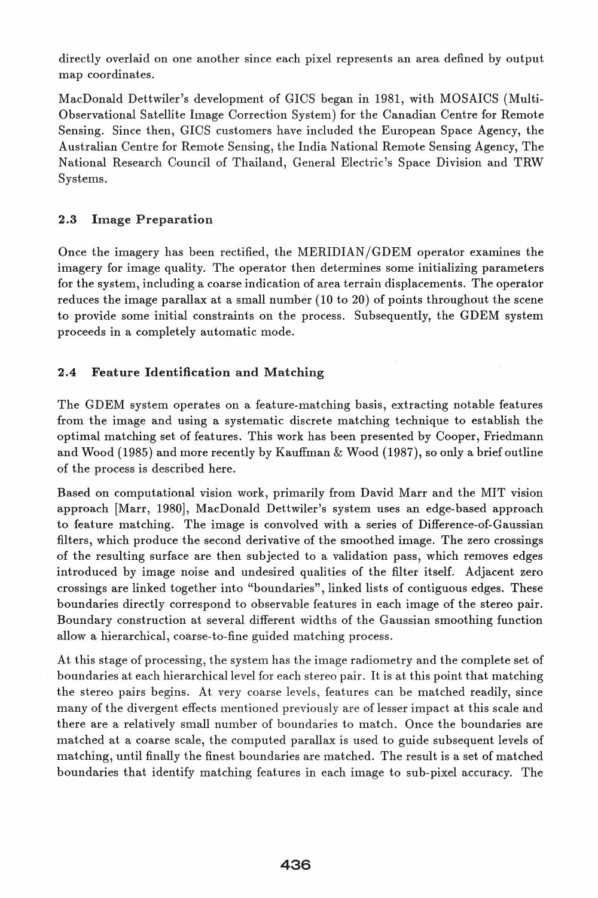directly overlaid on one another since each pixel represents an area defined by output map coordinates.

MacDonald Dettwiler's development of GICS began in 1981, with MOSAICS (Multi-Observational Satellite Image Correction System) for the Canadian Centre for Remote Sensing. Since then, GICS customers have included the European Space Agency, the Australian Centre for Remote Sensing, the India National Remote Sensing Agency, The National Research Council of Thailand, General Electric's Space Division and TRW Systems.

### 2.3 Image Preparation

Once the imagery has been rectified, the MERIDIAN/GDEM operator examines the imagery for image quality. The operator then determines some initializing parameters for the system, including a coarse indication of area terrain displacements. The operator reduces the image parallax at a small number (10 to 20) of points throughout the scene to provide some initial constraints on the process. Subsequently, the GDEM system proceeds in a completely automatic mode.

### 2.4 Feature Identification and Matching

The GDEM system operates on a feature-matching basis, extracting notable features from the image and using a systematic discrete matching technique to establish the optimal matching set of features. This work has been presented by Cooper, Friedmann and Wood (1985) and more recently by Kauffman & Wood (1987), so only a brief outline of the process is described here.

Based on computational vision work, primarily from David Marr and the MIT vision approach [Marr, 1980], MacDonald Dettwiler's system uses an edge-based approach to feature matching. The image is convolved with a series of Difference-of-Gaussian filters, which produce the second derivative of the smoothed image. The zero crossings of the resulting surface are then subjected to a validation pass, which removes edges introduced by image noise and undesired qualities of the filter itself. Adjacent zero crossings are linked together into "boundaries", linked lists of contiguous edges. These boundaries directly correspond to observable features in each image of the stereo pair. Boundary construction at several different widths of the Gaussian smoothing function allow a hierarchical, coarse-to-fine guided matching process.

At this stage of processing, the system has the image radiometry and the complete set of boundaries at each hierarchical level for each stereo pair. It is at this point that matching the stereo pairs begins. At very coarse levels, features can be matched readily, since many of the divergent effects mentioned previously are of lesser impact at this scale and there are a relatively small number of boundaries to match. Once the boundaries are matched at a coarse scale, the computed parallax is used to guide subsequent levels of matching, until finally the finest boundaries are matched. The result is a set of matched boundaries that identify matching features in each image to sub-pixel accuracy. The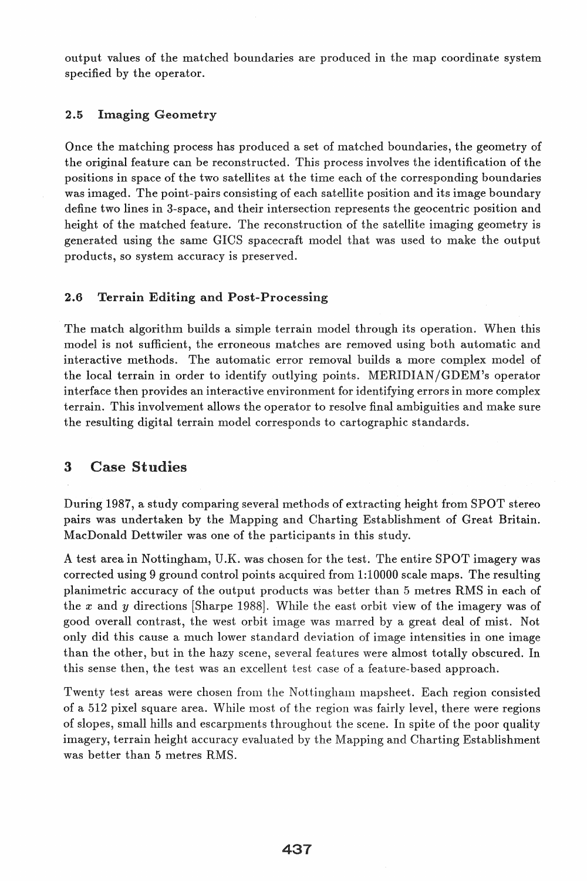output values of the matched boundaries are produced in the map coordinate system specified by the operator.

### 2.5 Imaging Geometry

Once the matching process has produced a set of matched boundaries, the geometry of the original feature can be reconstructed. This process involves the identification of the positions in space of the two satellites at the time each of the corresponding boundaries was imaged. The point-pairs consisting of each satellite position and its image boundary define two lines in 3-space, and their intersection represents the geocentric position and height of the matched feature. The reconstruction of the satellite imaging geometry is generated using the same GICS spacecraft model that was used to make the output products, so system accuracy is preserved.

### 2.6 Terrain Editing and Post-Processing

The match algorithm builds a simple terrain model through its operation. When this model is not sufficient, the erroneous matches are removed using both automatic and interactive methods. The automatic error removal builds a more complex model of the local terrain in order to identify outlying points. MERIDIAN/GDEM's operator interface then provides an interactive environment for identifying errors in more complex terrain. This involvement allows the operator to resolve final ambiguities and make sure the resulting digital terrain model corresponds to cartographic standards.

## 3 Case Studies

During 1987, a study comparing several methods of extracting height from SPOT stereo pairs was undertaken by the Mapping and Charting Establishment of Great Britain. MacDonald Dettwiler was one of the participants in this study.

A test area in Nottingham, U.K. was chosen for the test. The entire SPOT imagery was corrected using 9 ground control points acquired from 1:10000 scale maps. The resulting planimetric accuracy of the output products was better than 5 metres RMS in each of the $x$ and $y$ directions [Sharpe 1988]. While the east orbit view of the imagery was of good overall contrast, the west orbit image was marred by a great deal of mist. Not only did this cause a much lower standard deviation of image intensities in one image than the other, but in the hazy scene, several features were almost totally obscured. In this sense then, the test was an excellent test case of a feature-based approach.

Twenty test areas were chosen from the Nottingham mapsheet. Each region consisted of a 512 pixel square area. While most of the region was fairly level, there were regions of slopes, small hills and escarpments throughout the scene. In spite of the poor quality imagery, terrain height accuracy evaluated by the Mapping and Charting Establishment was better than 5 metres RMS.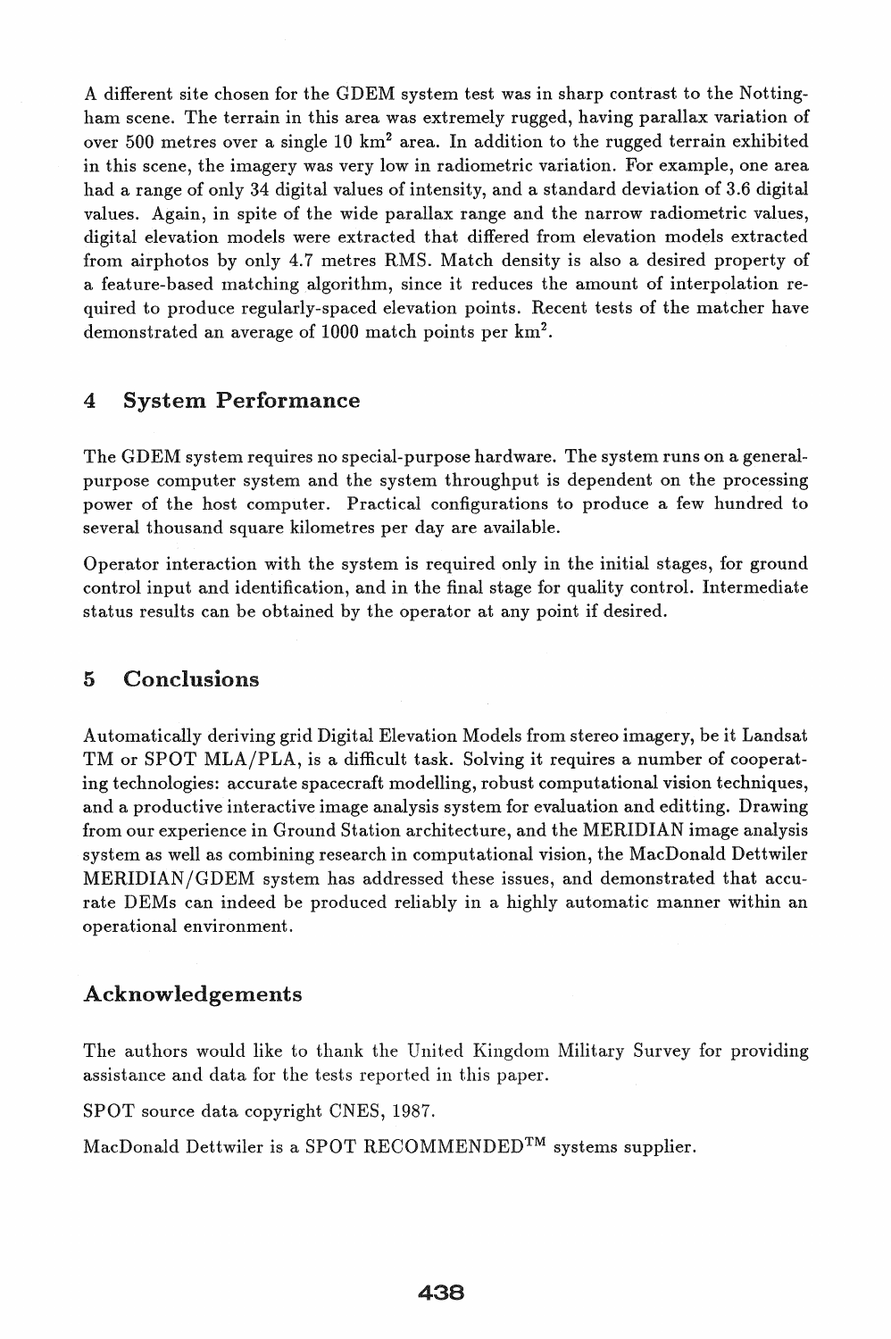A different site chosen for the GDEM system test was in sharp contrast to the Nottingham scene. The terrain in this area was extremely rugged, having parallax variation of over 500 metres over a single 10 $km^2$ area. In addition to the rugged terrain exhibited in this scene, the imagery was very low in radiometric variation. For example, one area had a range of only 34 digital values of intensity, and a standard deviation of 3.6 digital values. Again, in spite of the wide parallax range and the narrow radiometric values, digital elevation models were extracted that differed from elevation models extracted from airphotos by only 4.7 metres RMS. Match density is also a desired property of a feature-based matching algorithm, since it reduces the amount of interpolation required to produce regularly-spaced elevation points. Recent tests of the matcher have demonstrated an average of 1000 match points per $km^2$.

## 4 System Performance

The GDEM system requires no special-purpose hardware. The system runs on a general-purpose computer system and the system throughput is dependent on the processing power of the host computer. Practical configurations to produce a few hundred to several thousand square kilometres per day are available.

Operator interaction with the system is required only in the initial stages, for ground control input and identification, and in the final stage for quality control. Intermediate status results can be obtained by the operator at any point if desired.

## 5 Conclusions

Automatically deriving grid Digital Elevation Models from stereo imagery, be it Landsat TM or SPOT MLA/PLA, is a difficult task. Solving it requires a number of cooperating technologies: accurate spacecraft modelling, robust computational vision techniques, and a productive interactive image analysis system for evaluation and editting. Drawing from our experience in Ground Station architecture, and the MERIDIAN image analysis system as well as combining research in computational vision, the MacDonald Dettwiler MERIDIAN/GDEM system has addressed these issues, and demonstrated that accurate DEMs can indeed be produced reliably in a highly automatic manner within an operational environment.

## Acknowledgements

The authors would like to thank the United Kingdom Military Survey for providing assistance and data for the tests reported in this paper.

SPOT source data copyright CNES, 1987.

MacDonald Dettwiler is a SPOT RECOMMENDED™ systems supplier.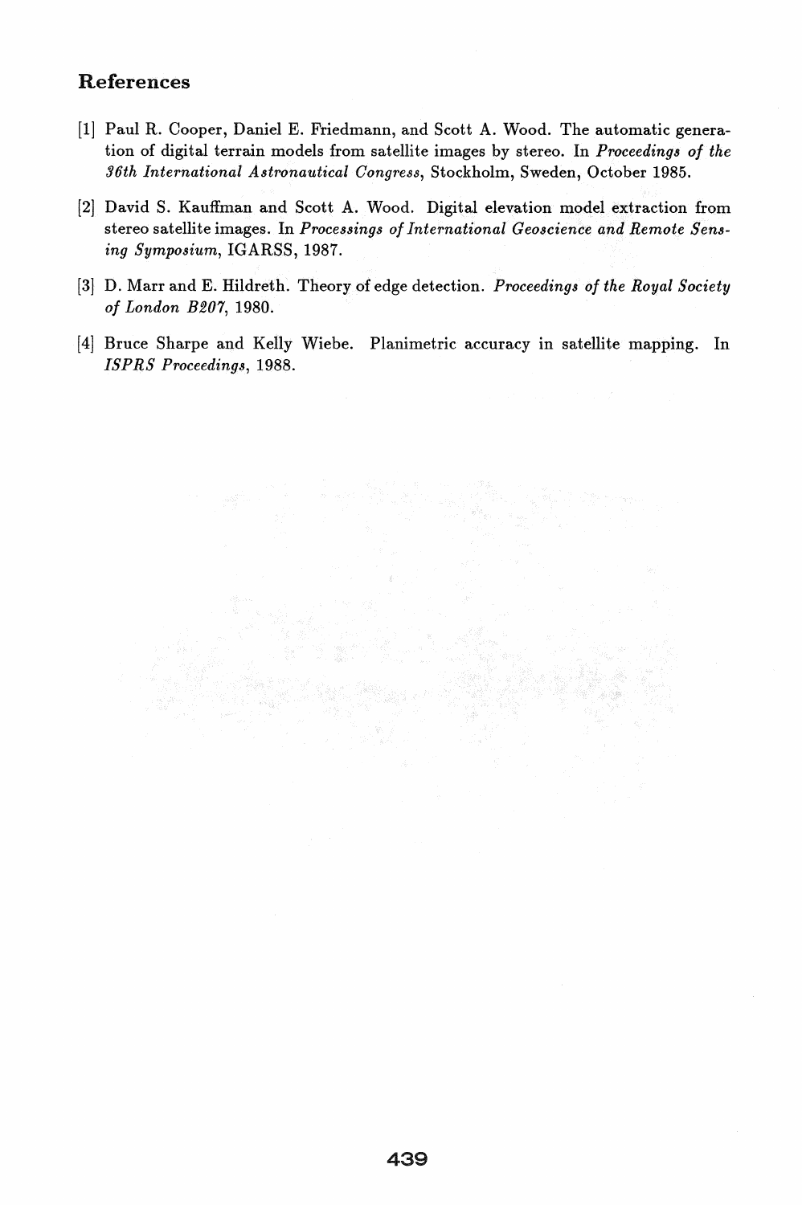## References

[1] Paul R. Cooper, Daniel E. Friedmann, and Scott A. Wood. The automatic generation of digital terrain models from satellite images by stereo. In *Proceedings of the 36th International Astronautical Congress*, Stockholm, Sweden, October 1985.

[2] David S. Kauffman and Scott A. Wood. Digital elevation model extraction from stereo satellite images. In *Processings of International Geoscience and Remote Sensing Symposium*, IGARSS, 1987.

[3] D. Marr and E. Hildreth. Theory of edge detection. *Proceedings of the Royal Society of London B207*, 1980.

[4] Bruce Sharpe and Kelly Wiebe. Planimetric accuracy in satellite mapping. In *ISPRS Proceedings*, 1988.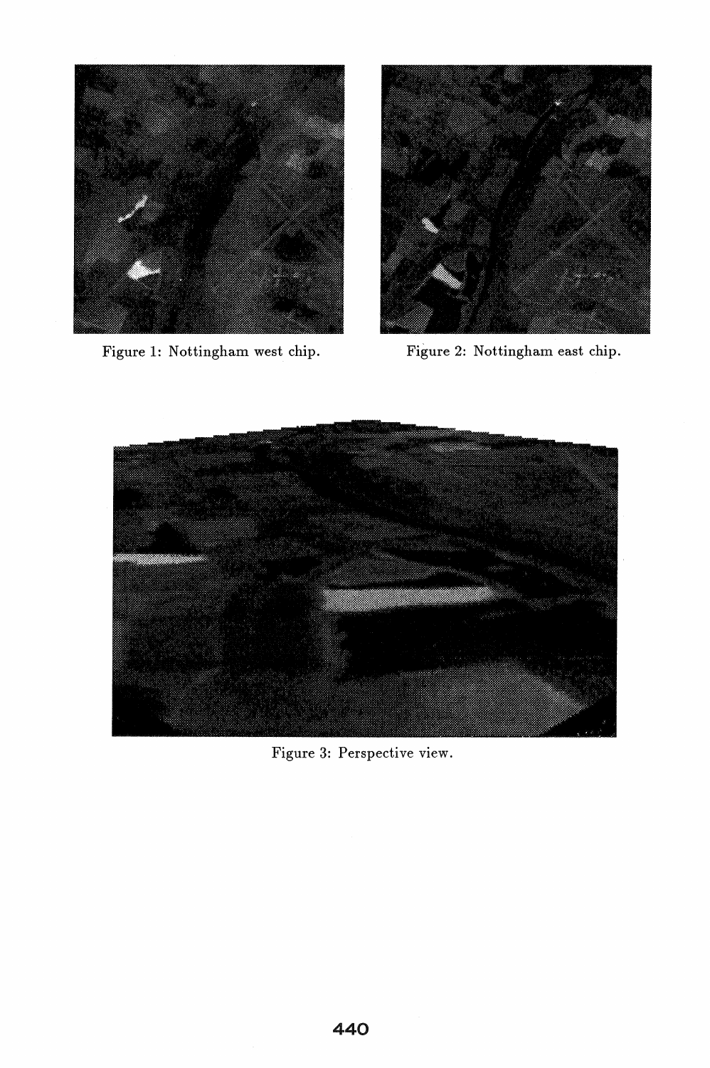Figure 1: Nottingham west chip.

Figure 2: Nottingham east chip.

Figure 3: Perspective view.